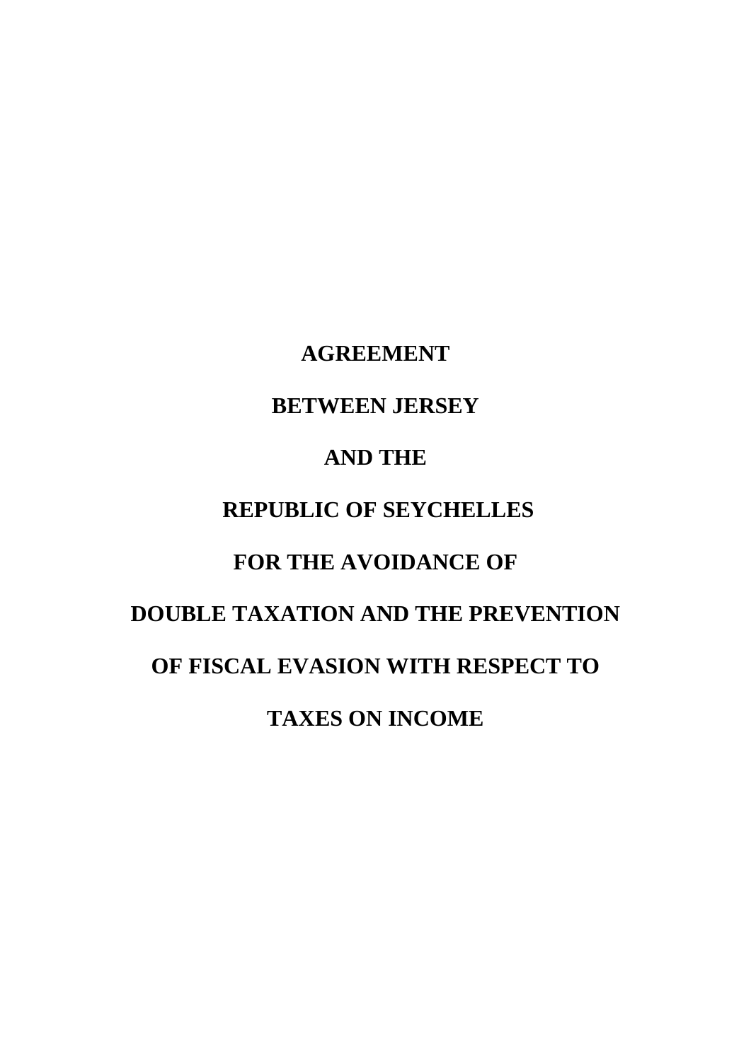# AGREEMENT

# BETWEEN JERSEY

# AND THE

# REPUBLIC OF SEYCHELLES

# FOR THE AVOIDANCE OF

# DOUBLE TAXATION AND THE PREVENTION

# OF FISCAL EVASION WITH RESPECT TO

# TAXES ON INCOME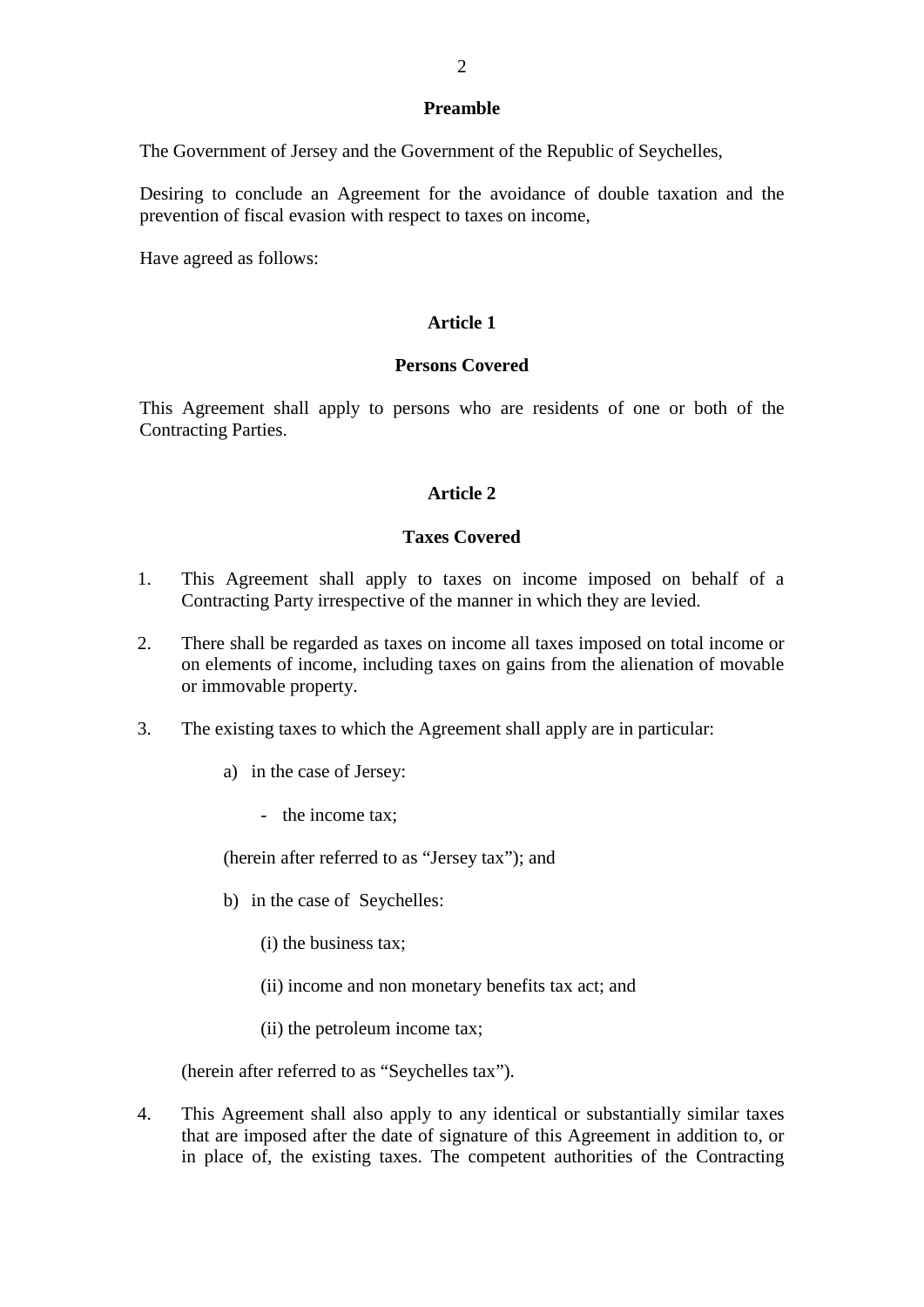## Preamble

The Government of Jersey and the Government of the Republic of Seychelles,

Desiring to conclude an Agreement for the avoidance of double taxation and the prevention of fiscal evasion with respect to taxes on income,

Have agreed as follows:

## Article 1

### Persons Covered

This Agreement shall apply to persons who are residents of one or both of the Contracting Parties.

## Article 2

### Taxes Covered

1. This Agreement shall apply to taxes on income imposed on behalf of a Contracting Party irrespective of the manner in which they are levied.

2. There shall be regarded as taxes on income all taxes imposed on total income or on elements of income, including taxes on gains from the alienation of movable or immovable property.

3. The existing taxes to which the Agreement shall apply are in particular:

   a) in the case of Jersey:

      - the income tax;

   (herein after referred to as "Jersey tax"); and

   b) in the case of Seychelles:

      (i) the business tax;

      (ii) income and non monetary benefits tax act; and

      (ii) the petroleum income tax;

   (herein after referred to as "Seychelles tax").

4. This Agreement shall also apply to any identical or substantially similar taxes that are imposed after the date of signature of this Agreement in addition to, or in place of, the existing taxes. The competent authorities of the Contracting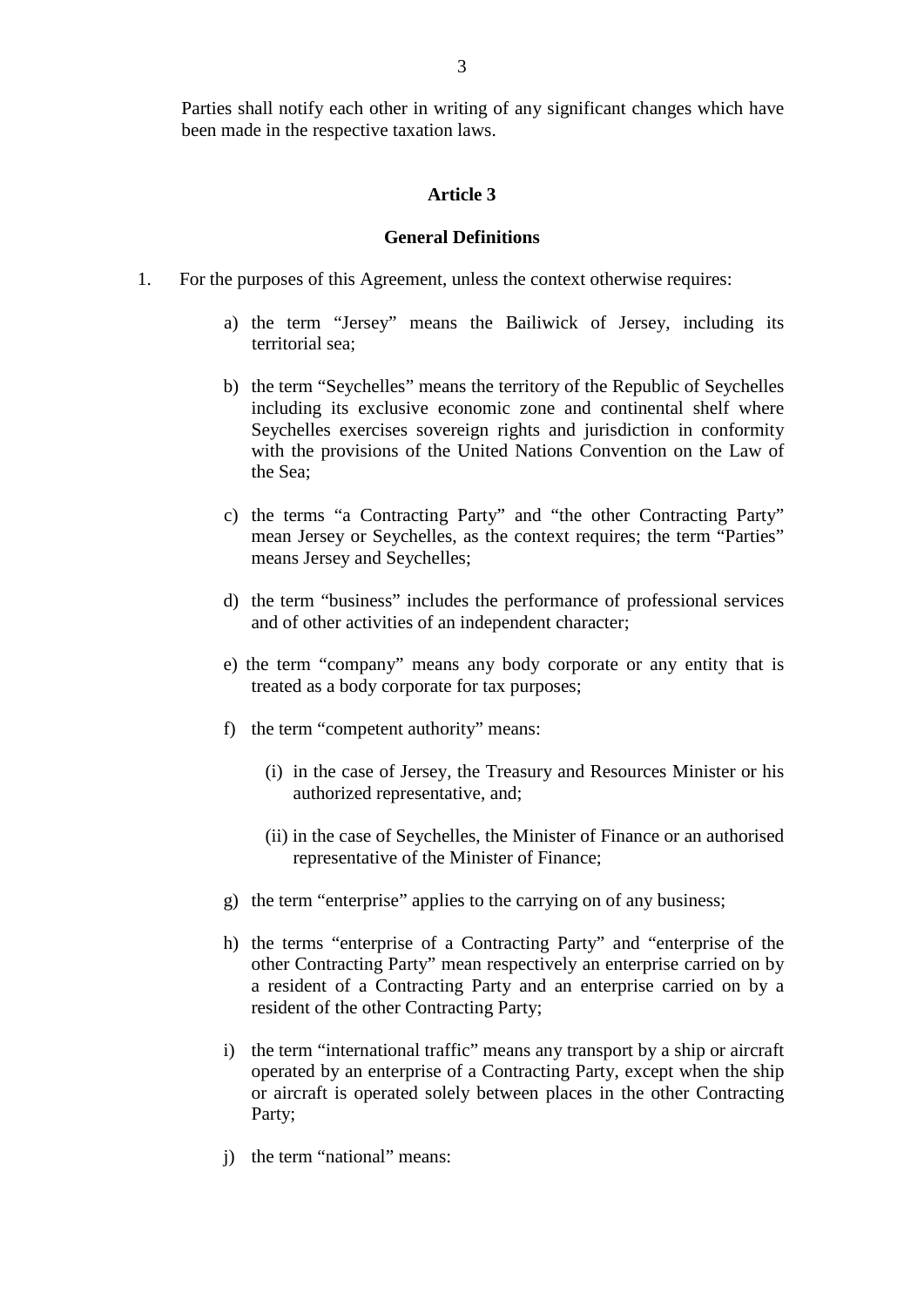Parties shall notify each other in writing of any significant changes which have been made in the respective taxation laws.

## Article 3

### General Definitions

1. For the purposes of this Agreement, unless the context otherwise requires:

   a) the term "Jersey" means the Bailiwick of Jersey, including its territorial sea;

   b) the term "Seychelles" means the territory of the Republic of Seychelles including its exclusive economic zone and continental shelf where Seychelles exercises sovereign rights and jurisdiction in conformity with the provisions of the United Nations Convention on the Law of the Sea;

   c) the terms "a Contracting Party" and "the other Contracting Party" mean Jersey or Seychelles, as the context requires; the term "Parties" means Jersey and Seychelles;

   d) the term "business" includes the performance of professional services and of other activities of an independent character;

   e) the term "company" means any body corporate or any entity that is treated as a body corporate for tax purposes;

   f) the term "competent authority" means:

      (i) in the case of Jersey, the Treasury and Resources Minister or his authorized representative, and;

      (ii) in the case of Seychelles, the Minister of Finance or an authorised representative of the Minister of Finance;

   g) the term "enterprise" applies to the carrying on of any business;

   h) the terms "enterprise of a Contracting Party" and "enterprise of the other Contracting Party" mean respectively an enterprise carried on by a resident of a Contracting Party and an enterprise carried on by a resident of the other Contracting Party;

   i) the term "international traffic" means any transport by a ship or aircraft operated by an enterprise of a Contracting Party, except when the ship or aircraft is operated solely between places in the other Contracting Party;

   j) the term "national" means: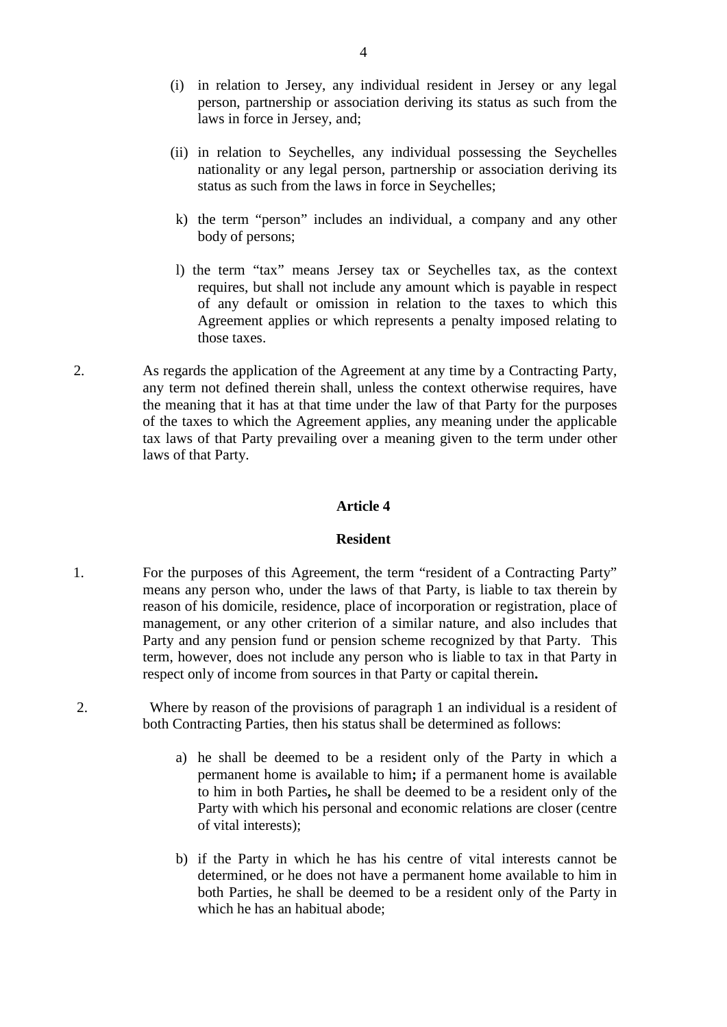(i) in relation to Jersey, any individual resident in Jersey or any legal person, partnership or association deriving its status as such from the laws in force in Jersey, and;

(ii) in relation to Seychelles, any individual possessing the Seychelles nationality or any legal person, partnership or association deriving its status as such from the laws in force in Seychelles;

k) the term "person" includes an individual, a company and any other body of persons;

l) the term "tax" means Jersey tax or Seychelles tax, as the context requires, but shall not include any amount which is payable in respect of any default or omission in relation to the taxes to which this Agreement applies or which represents a penalty imposed relating to those taxes.

2. As regards the application of the Agreement at any time by a Contracting Party, any term not defined therein shall, unless the context otherwise requires, have the meaning that it has at that time under the law of that Party for the purposes of the taxes to which the Agreement applies, any meaning under the applicable tax laws of that Party prevailing over a meaning given to the term under other laws of that Party.

## Article 4

## Resident

1. For the purposes of this Agreement, the term "resident of a Contracting Party" means any person who, under the laws of that Party, is liable to tax therein by reason of his domicile, residence, place of incorporation or registration, place of management, or any other criterion of a similar nature, and also includes that Party and any pension fund or pension scheme recognized by that Party. This term, however, does not include any person who is liable to tax in that Party in respect only of income from sources in that Party or capital therein**.**

2. Where by reason of the provisions of paragraph 1 an individual is a resident of both Contracting Parties, then his status shall be determined as follows:

a) he shall be deemed to be a resident only of the Party in which a permanent home is available to him**;** if a permanent home is available to him in both Parties**,** he shall be deemed to be a resident only of the Party with which his personal and economic relations are closer (centre of vital interests);

b) if the Party in which he has his centre of vital interests cannot be determined, or he does not have a permanent home available to him in both Parties, he shall be deemed to be a resident only of the Party in which he has an habitual abode;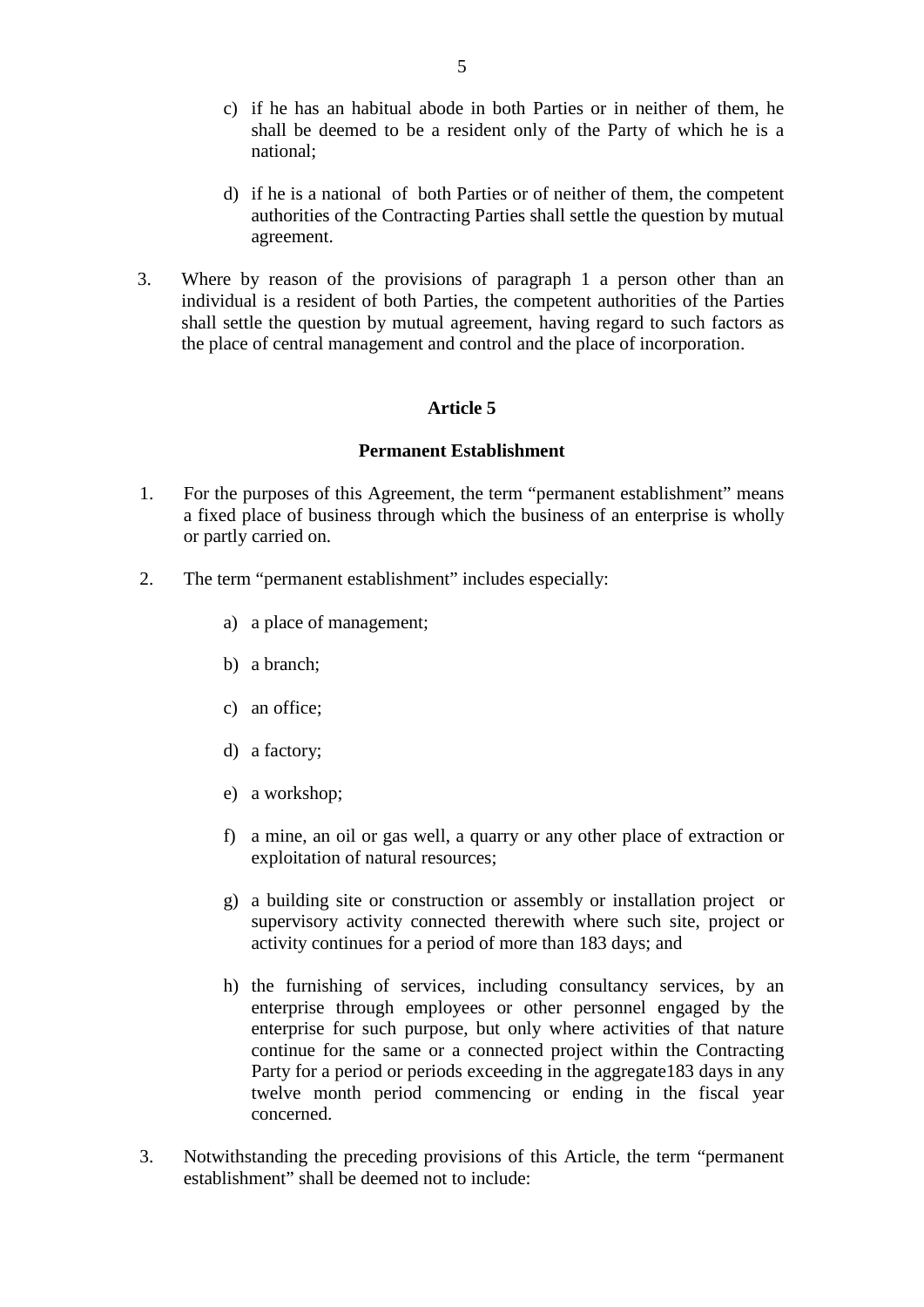c) if he has an habitual abode in both Parties or in neither of them, he shall be deemed to be a resident only of the Party of which he is a national;

d) if he is a national of both Parties or of neither of them, the competent authorities of the Contracting Parties shall settle the question by mutual agreement.

3. Where by reason of the provisions of paragraph 1 a person other than an individual is a resident of both Parties, the competent authorities of the Parties shall settle the question by mutual agreement, having regard to such factors as the place of central management and control and the place of incorporation.

## Article 5

### Permanent Establishment

1. For the purposes of this Agreement, the term "permanent establishment" means a fixed place of business through which the business of an enterprise is wholly or partly carried on.

2. The term "permanent establishment" includes especially:

   a) a place of management;

   b) a branch;

   c) an office;

   d) a factory;

   e) a workshop;

   f) a mine, an oil or gas well, a quarry or any other place of extraction or exploitation of natural resources;

   g) a building site or construction or assembly or installation project or supervisory activity connected therewith where such site, project or activity continues for a period of more than 183 days; and

   h) the furnishing of services, including consultancy services, by an enterprise through employees or other personnel engaged by the enterprise for such purpose, but only where activities of that nature continue for the same or a connected project within the Contracting Party for a period or periods exceeding in the aggregate183 days in any twelve month period commencing or ending in the fiscal year concerned.

3. Notwithstanding the preceding provisions of this Article, the term "permanent establishment" shall be deemed not to include: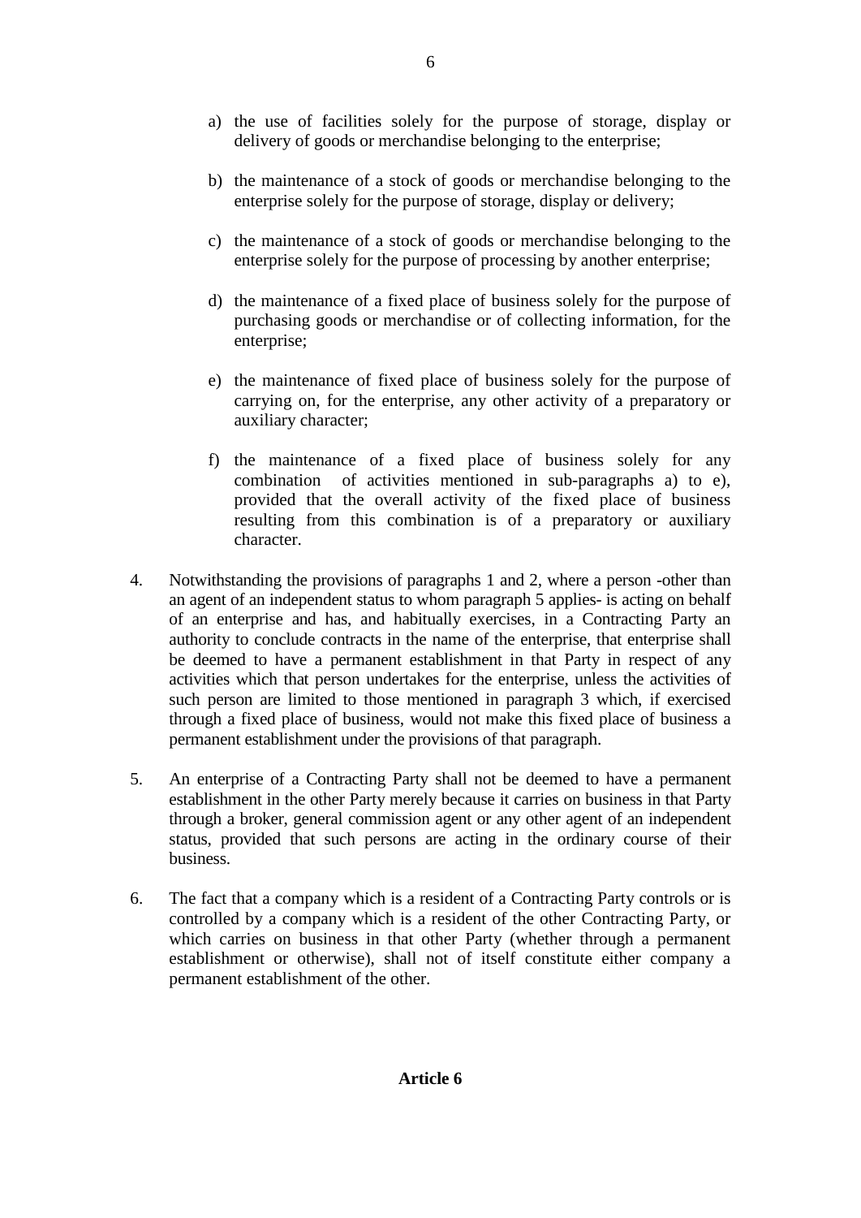a) the use of facilities solely for the purpose of storage, display or delivery of goods or merchandise belonging to the enterprise;

b) the maintenance of a stock of goods or merchandise belonging to the enterprise solely for the purpose of storage, display or delivery;

c) the maintenance of a stock of goods or merchandise belonging to the enterprise solely for the purpose of processing by another enterprise;

d) the maintenance of a fixed place of business solely for the purpose of purchasing goods or merchandise or of collecting information, for the enterprise;

e) the maintenance of fixed place of business solely for the purpose of carrying on, for the enterprise, any other activity of a preparatory or auxiliary character;

f) the maintenance of a fixed place of business solely for any combination of activities mentioned in sub-paragraphs a) to e), provided that the overall activity of the fixed place of business resulting from this combination is of a preparatory or auxiliary character.

4. Notwithstanding the provisions of paragraphs 1 and 2, where a person -other than an agent of an independent status to whom paragraph 5 applies- is acting on behalf of an enterprise and has, and habitually exercises, in a Contracting Party an authority to conclude contracts in the name of the enterprise, that enterprise shall be deemed to have a permanent establishment in that Party in respect of any activities which that person undertakes for the enterprise, unless the activities of such person are limited to those mentioned in paragraph 3 which, if exercised through a fixed place of business, would not make this fixed place of business a permanent establishment under the provisions of that paragraph.

5. An enterprise of a Contracting Party shall not be deemed to have a permanent establishment in the other Party merely because it carries on business in that Party through a broker, general commission agent or any other agent of an independent status, provided that such persons are acting in the ordinary course of their business.

6. The fact that a company which is a resident of a Contracting Party controls or is controlled by a company which is a resident of the other Contracting Party, or which carries on business in that other Party (whether through a permanent establishment or otherwise), shall not of itself constitute either company a permanent establishment of the other.

## Article 6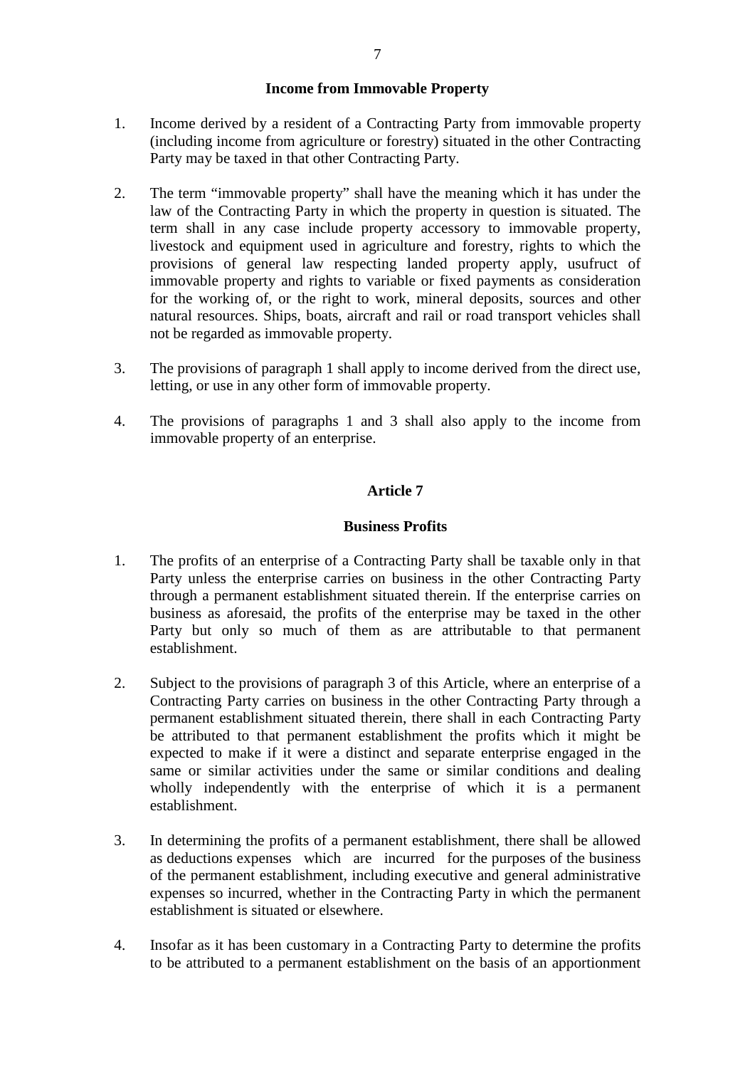## Income from Immovable Property

1. Income derived by a resident of a Contracting Party from immovable property (including income from agriculture or forestry) situated in the other Contracting Party may be taxed in that other Contracting Party.

2. The term "immovable property" shall have the meaning which it has under the law of the Contracting Party in which the property in question is situated. The term shall in any case include property accessory to immovable property, livestock and equipment used in agriculture and forestry, rights to which the provisions of general law respecting landed property apply, usufruct of immovable property and rights to variable or fixed payments as consideration for the working of, or the right to work, mineral deposits, sources and other natural resources. Ships, boats, aircraft and rail or road transport vehicles shall not be regarded as immovable property.

3. The provisions of paragraph 1 shall apply to income derived from the direct use, letting, or use in any other form of immovable property.

4. The provisions of paragraphs 1 and 3 shall also apply to the income from immovable property of an enterprise.

## Article 7

### Business Profits

1. The profits of an enterprise of a Contracting Party shall be taxable only in that Party unless the enterprise carries on business in the other Contracting Party through a permanent establishment situated therein. If the enterprise carries on business as aforesaid, the profits of the enterprise may be taxed in the other Party but only so much of them as are attributable to that permanent establishment.

2. Subject to the provisions of paragraph 3 of this Article, where an enterprise of a Contracting Party carries on business in the other Contracting Party through a permanent establishment situated therein, there shall in each Contracting Party be attributed to that permanent establishment the profits which it might be expected to make if it were a distinct and separate enterprise engaged in the same or similar activities under the same or similar conditions and dealing wholly independently with the enterprise of which it is a permanent establishment.

3. In determining the profits of a permanent establishment, there shall be allowed as deductions expenses which are incurred for the purposes of the business of the permanent establishment, including executive and general administrative expenses so incurred, whether in the Contracting Party in which the permanent establishment is situated or elsewhere.

4. Insofar as it has been customary in a Contracting Party to determine the profits to be attributed to a permanent establishment on the basis of an apportionment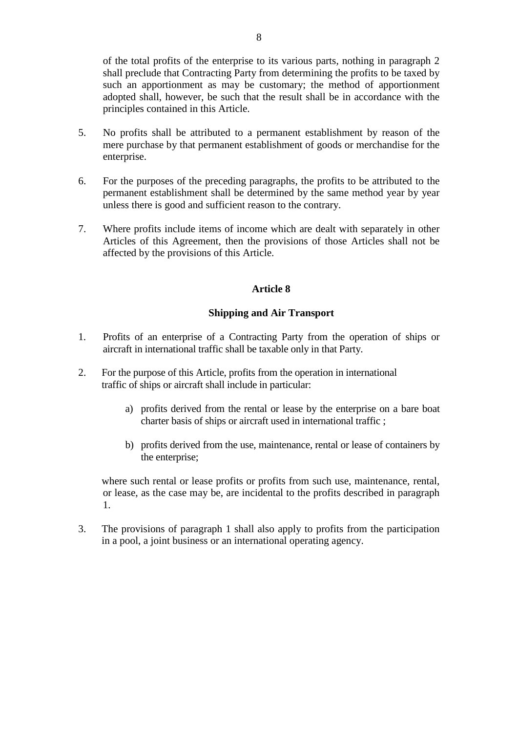of the total profits of the enterprise to its various parts, nothing in paragraph 2 shall preclude that Contracting Party from determining the profits to be taxed by such an apportionment as may be customary; the method of apportionment adopted shall, however, be such that the result shall be in accordance with the principles contained in this Article.

5. No profits shall be attributed to a permanent establishment by reason of the mere purchase by that permanent establishment of goods or merchandise for the enterprise.

6. For the purposes of the preceding paragraphs, the profits to be attributed to the permanent establishment shall be determined by the same method year by year unless there is good and sufficient reason to the contrary.

7. Where profits include items of income which are dealt with separately in other Articles of this Agreement, then the provisions of those Articles shall not be affected by the provisions of this Article.

## Article 8

### Shipping and Air Transport

1. Profits of an enterprise of a Contracting Party from the operation of ships or aircraft in international traffic shall be taxable only in that Party.

2. For the purpose of this Article, profits from the operation in international traffic of ships or aircraft shall include in particular:

   a) profits derived from the rental or lease by the enterprise on a bare boat charter basis of ships or aircraft used in international traffic ;

   b) profits derived from the use, maintenance, rental or lease of containers by the enterprise;

   where such rental or lease profits or profits from such use, maintenance, rental, or lease, as the case may be, are incidental to the profits described in paragraph 1.

3. The provisions of paragraph 1 shall also apply to profits from the participation in a pool, a joint business or an international operating agency.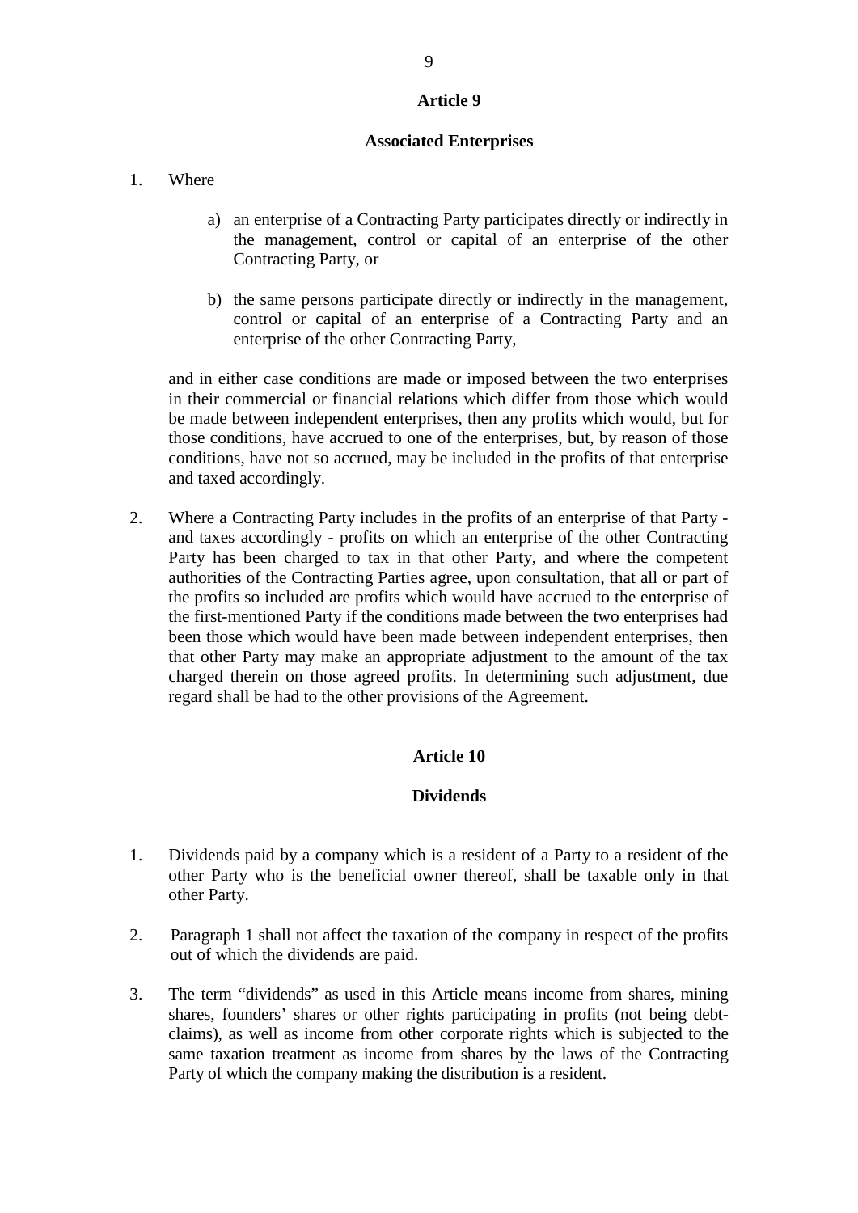## Article 9

### Associated Enterprises

1. Where

    a) an enterprise of a Contracting Party participates directly or indirectly in the management, control or capital of an enterprise of the other Contracting Party, or

    b) the same persons participate directly or indirectly in the management, control or capital of an enterprise of a Contracting Party and an enterprise of the other Contracting Party,

    and in either case conditions are made or imposed between the two enterprises in their commercial or financial relations which differ from those which would be made between independent enterprises, then any profits which would, but for those conditions, have accrued to one of the enterprises, but, by reason of those conditions, have not so accrued, may be included in the profits of that enterprise and taxed accordingly.

2. Where a Contracting Party includes in the profits of an enterprise of that Party - and taxes accordingly - profits on which an enterprise of the other Contracting Party has been charged to tax in that other Party, and where the competent authorities of the Contracting Parties agree, upon consultation, that all or part of the profits so included are profits which would have accrued to the enterprise of the first-mentioned Party if the conditions made between the two enterprises had been those which would have been made between independent enterprises, then that other Party may make an appropriate adjustment to the amount of the tax charged therein on those agreed profits. In determining such adjustment, due regard shall be had to the other provisions of the Agreement.

## Article 10

### Dividends

1. Dividends paid by a company which is a resident of a Party to a resident of the other Party who is the beneficial owner thereof, shall be taxable only in that other Party.

2. Paragraph 1 shall not affect the taxation of the company in respect of the profits out of which the dividends are paid.

3. The term "dividends" as used in this Article means income from shares, mining shares, founders' shares or other rights participating in profits (not being debt-claims), as well as income from other corporate rights which is subjected to the same taxation treatment as income from shares by the laws of the Contracting Party of which the company making the distribution is a resident.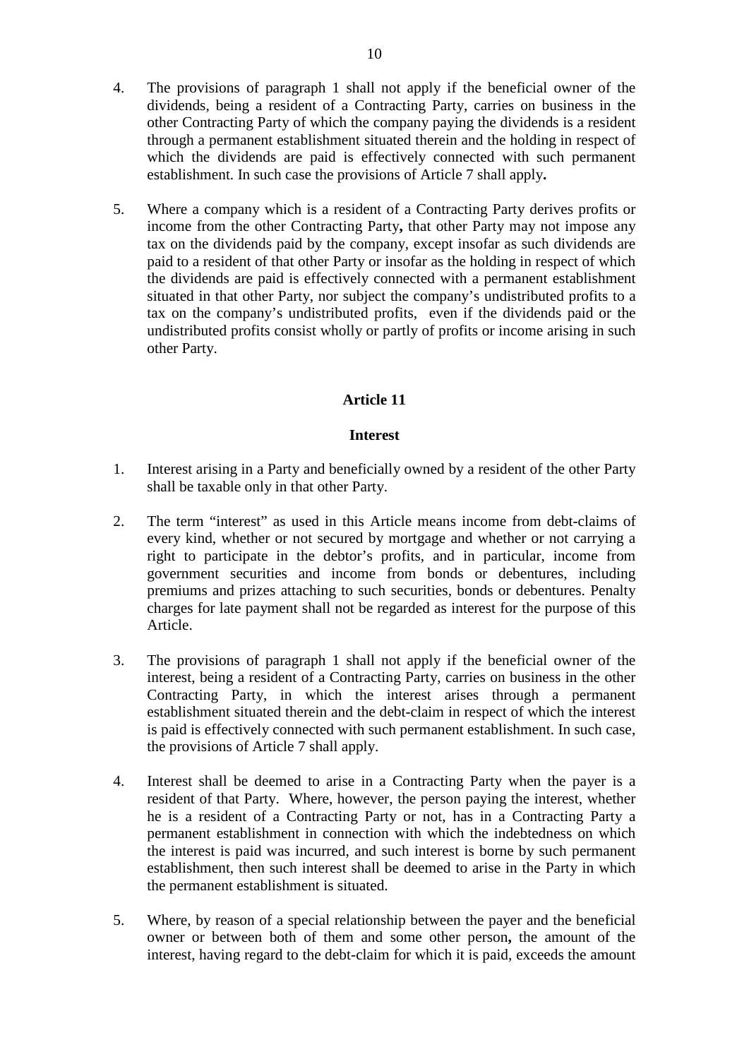4. The provisions of paragraph 1 shall not apply if the beneficial owner of the dividends, being a resident of a Contracting Party, carries on business in the other Contracting Party of which the company paying the dividends is a resident through a permanent establishment situated therein and the holding in respect of which the dividends are paid is effectively connected with such permanent establishment. In such case the provisions of Article 7 shall apply**.**

5. Where a company which is a resident of a Contracting Party derives profits or income from the other Contracting Party**,** that other Party may not impose any tax on the dividends paid by the company, except insofar as such dividends are paid to a resident of that other Party or insofar as the holding in respect of which the dividends are paid is effectively connected with a permanent establishment situated in that other Party, nor subject the company's undistributed profits to a tax on the company's undistributed profits, even if the dividends paid or the undistributed profits consist wholly or partly of profits or income arising in such other Party.

## Article 11

### Interest

1. Interest arising in a Party and beneficially owned by a resident of the other Party shall be taxable only in that other Party.

2. The term "interest" as used in this Article means income from debt-claims of every kind, whether or not secured by mortgage and whether or not carrying a right to participate in the debtor's profits, and in particular, income from government securities and income from bonds or debentures, including premiums and prizes attaching to such securities, bonds or debentures. Penalty charges for late payment shall not be regarded as interest for the purpose of this Article.

3. The provisions of paragraph 1 shall not apply if the beneficial owner of the interest, being a resident of a Contracting Party, carries on business in the other Contracting Party, in which the interest arises through a permanent establishment situated therein and the debt-claim in respect of which the interest is paid is effectively connected with such permanent establishment. In such case, the provisions of Article 7 shall apply.

4. Interest shall be deemed to arise in a Contracting Party when the payer is a resident of that Party. Where, however, the person paying the interest, whether he is a resident of a Contracting Party or not, has in a Contracting Party a permanent establishment in connection with which the indebtedness on which the interest is paid was incurred, and such interest is borne by such permanent establishment, then such interest shall be deemed to arise in the Party in which the permanent establishment is situated.

5. Where, by reason of a special relationship between the payer and the beneficial owner or between both of them and some other person**,** the amount of the interest, having regard to the debt-claim for which it is paid, exceeds the amount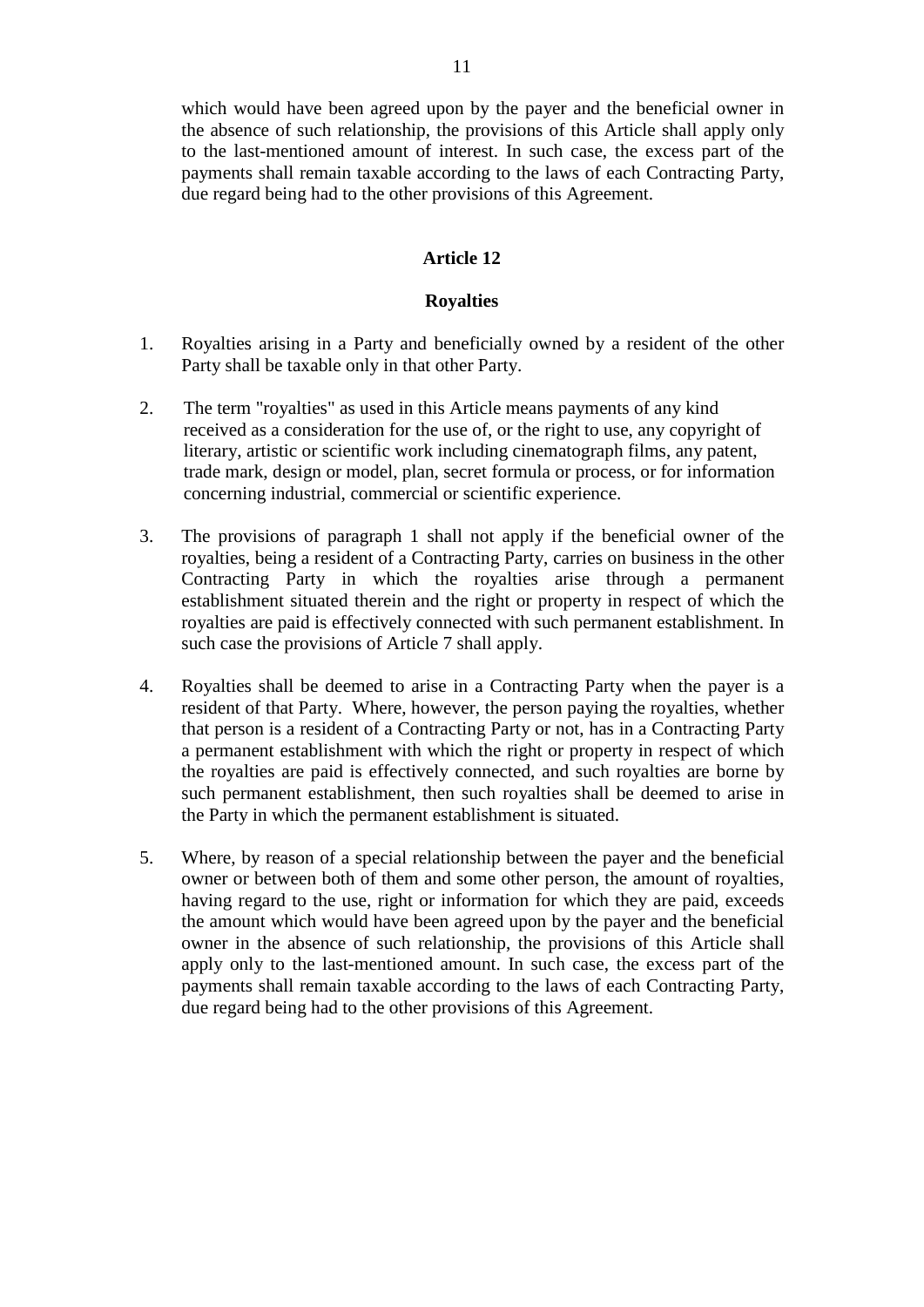which would have been agreed upon by the payer and the beneficial owner in the absence of such relationship, the provisions of this Article shall apply only to the last-mentioned amount of interest. In such case, the excess part of the payments shall remain taxable according to the laws of each Contracting Party, due regard being had to the other provisions of this Agreement.

**Article 12**

**Royalties**

1. Royalties arising in a Party and beneficially owned by a resident of the other Party shall be taxable only in that other Party.

2. The term "royalties" as used in this Article means payments of any kind received as a consideration for the use of, or the right to use, any copyright of literary, artistic or scientific work including cinematograph films, any patent, trade mark, design or model, plan, secret formula or process, or for information concerning industrial, commercial or scientific experience.

3. The provisions of paragraph 1 shall not apply if the beneficial owner of the royalties, being a resident of a Contracting Party, carries on business in the other Contracting Party in which the royalties arise through a permanent establishment situated therein and the right or property in respect of which the royalties are paid is effectively connected with such permanent establishment. In such case the provisions of Article 7 shall apply.

4. Royalties shall be deemed to arise in a Contracting Party when the payer is a resident of that Party. Where, however, the person paying the royalties, whether that person is a resident of a Contracting Party or not, has in a Contracting Party a permanent establishment with which the right or property in respect of which the royalties are paid is effectively connected, and such royalties are borne by such permanent establishment, then such royalties shall be deemed to arise in the Party in which the permanent establishment is situated.

5. Where, by reason of a special relationship between the payer and the beneficial owner or between both of them and some other person, the amount of royalties, having regard to the use, right or information for which they are paid, exceeds the amount which would have been agreed upon by the payer and the beneficial owner in the absence of such relationship, the provisions of this Article shall apply only to the last-mentioned amount. In such case, the excess part of the payments shall remain taxable according to the laws of each Contracting Party, due regard being had to the other provisions of this Agreement.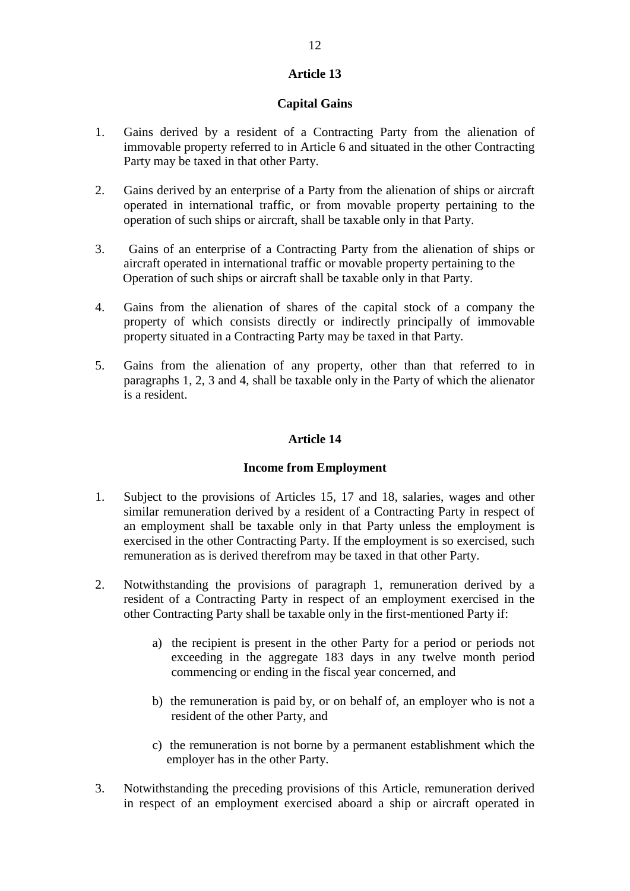## Article 13

### Capital Gains

1. Gains derived by a resident of a Contracting Party from the alienation of immovable property referred to in Article 6 and situated in the other Contracting Party may be taxed in that other Party.

2. Gains derived by an enterprise of a Party from the alienation of ships or aircraft operated in international traffic, or from movable property pertaining to the operation of such ships or aircraft, shall be taxable only in that Party.

3. Gains of an enterprise of a Contracting Party from the alienation of ships or aircraft operated in international traffic or movable property pertaining to the Operation of such ships or aircraft shall be taxable only in that Party.

4. Gains from the alienation of shares of the capital stock of a company the property of which consists directly or indirectly principally of immovable property situated in a Contracting Party may be taxed in that Party.

5. Gains from the alienation of any property, other than that referred to in paragraphs 1, 2, 3 and 4, shall be taxable only in the Party of which the alienator is a resident.

## Article 14

### Income from Employment

1. Subject to the provisions of Articles 15, 17 and 18, salaries, wages and other similar remuneration derived by a resident of a Contracting Party in respect of an employment shall be taxable only in that Party unless the employment is exercised in the other Contracting Party. If the employment is so exercised, such remuneration as is derived therefrom may be taxed in that other Party.

2. Notwithstanding the provisions of paragraph 1, remuneration derived by a resident of a Contracting Party in respect of an employment exercised in the other Contracting Party shall be taxable only in the first-mentioned Party if:

   a) the recipient is present in the other Party for a period or periods not exceeding in the aggregate 183 days in any twelve month period commencing or ending in the fiscal year concerned, and

   b) the remuneration is paid by, or on behalf of, an employer who is not a resident of the other Party, and

   c) the remuneration is not borne by a permanent establishment which the employer has in the other Party.

3. Notwithstanding the preceding provisions of this Article, remuneration derived in respect of an employment exercised aboard a ship or aircraft operated in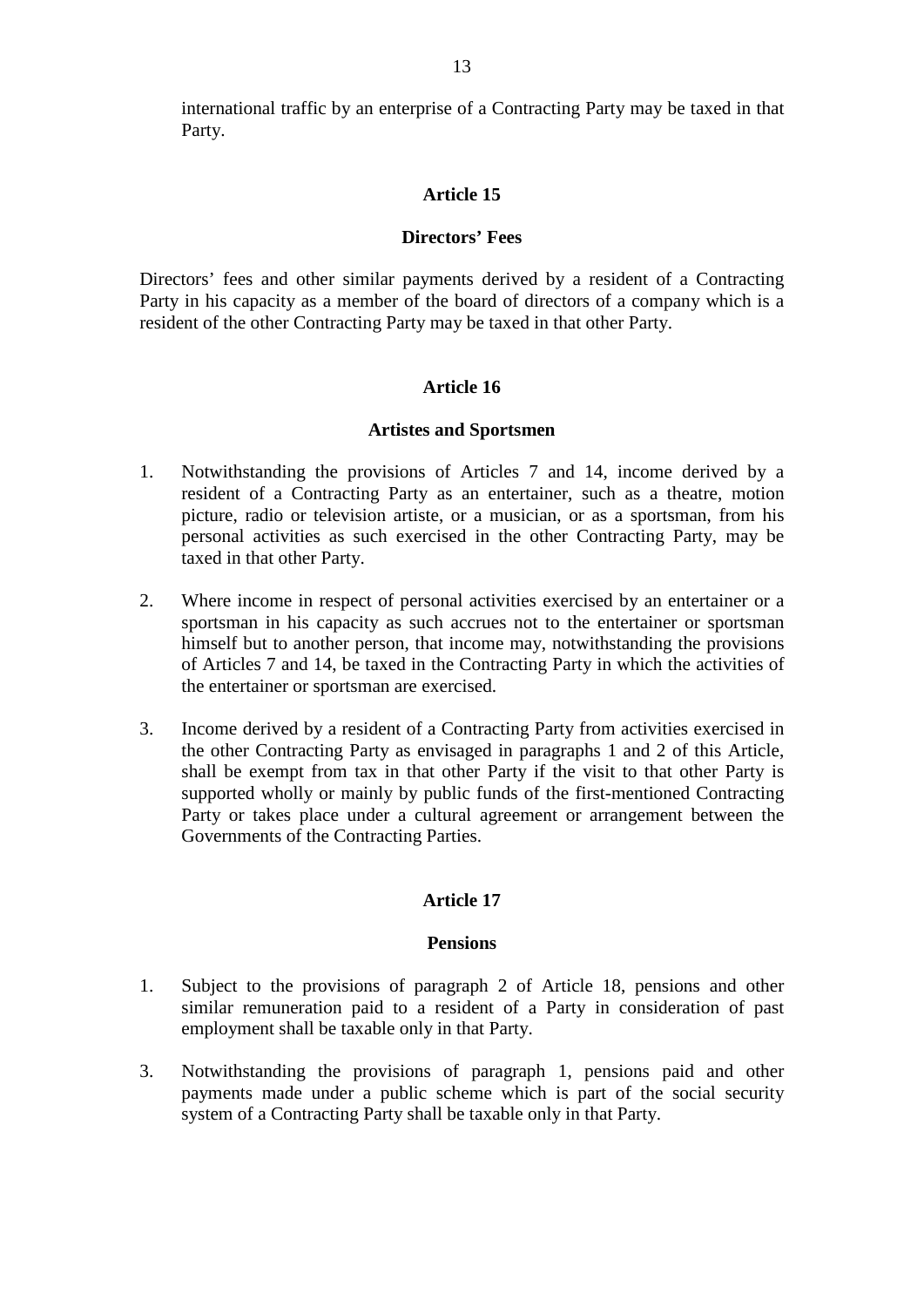international traffic by an enterprise of a Contracting Party may be taxed in that Party.

## Article 15

### Directors' Fees

Directors' fees and other similar payments derived by a resident of a Contracting Party in his capacity as a member of the board of directors of a company which is a resident of the other Contracting Party may be taxed in that other Party.

## Article 16

### Artistes and Sportsmen

1. Notwithstanding the provisions of Articles 7 and 14, income derived by a resident of a Contracting Party as an entertainer, such as a theatre, motion picture, radio or television artiste, or a musician, or as a sportsman, from his personal activities as such exercised in the other Contracting Party, may be taxed in that other Party.

2. Where income in respect of personal activities exercised by an entertainer or a sportsman in his capacity as such accrues not to the entertainer or sportsman himself but to another person, that income may, notwithstanding the provisions of Articles 7 and 14, be taxed in the Contracting Party in which the activities of the entertainer or sportsman are exercised.

3. Income derived by a resident of a Contracting Party from activities exercised in the other Contracting Party as envisaged in paragraphs 1 and 2 of this Article, shall be exempt from tax in that other Party if the visit to that other Party is supported wholly or mainly by public funds of the first-mentioned Contracting Party or takes place under a cultural agreement or arrangement between the Governments of the Contracting Parties.

## Article 17

### Pensions

1. Subject to the provisions of paragraph 2 of Article 18, pensions and other similar remuneration paid to a resident of a Party in consideration of past employment shall be taxable only in that Party.

3. Notwithstanding the provisions of paragraph 1, pensions paid and other payments made under a public scheme which is part of the social security system of a Contracting Party shall be taxable only in that Party.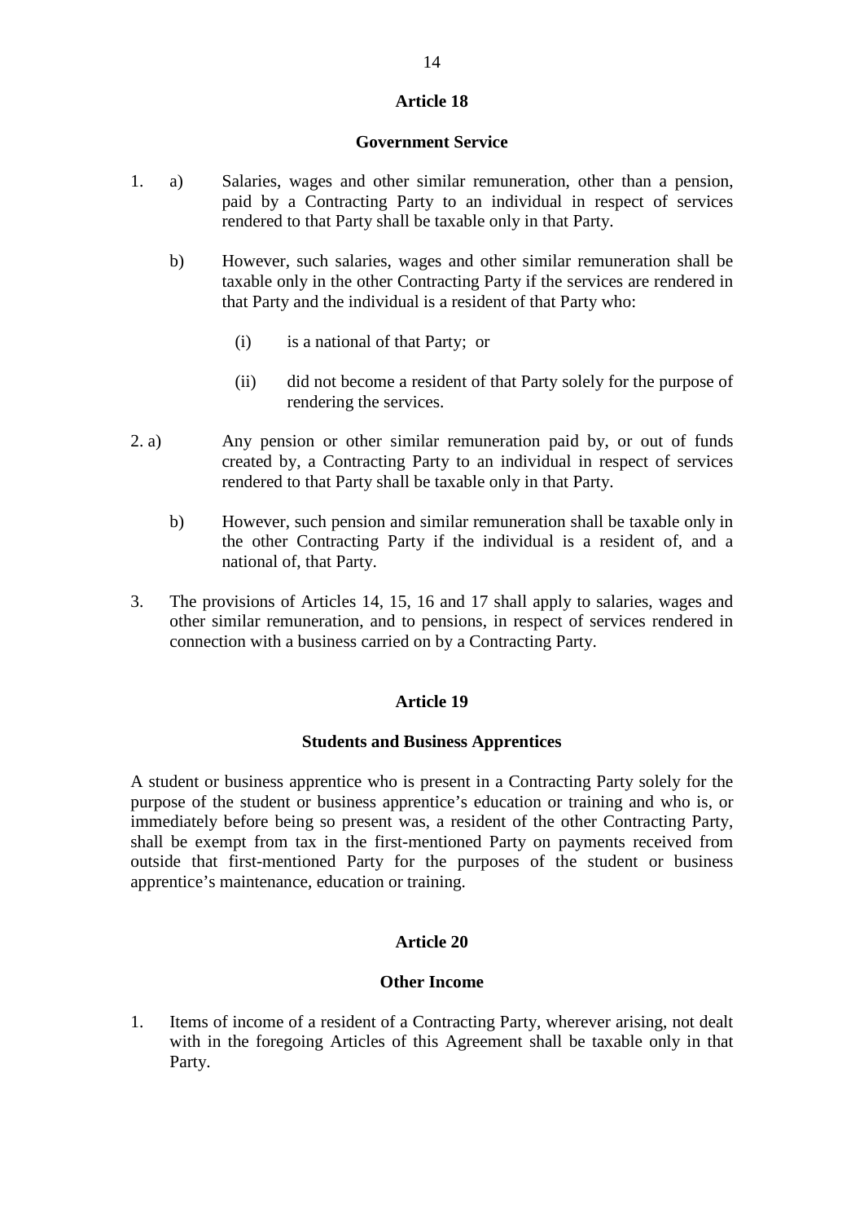## Article 18

### Government Service

1. a) Salaries, wages and other similar remuneration, other than a pension, paid by a Contracting Party to an individual in respect of services rendered to that Party shall be taxable only in that Party.

   b) However, such salaries, wages and other similar remuneration shall be taxable only in the other Contracting Party if the services are rendered in that Party and the individual is a resident of that Party who:

      (i) is a national of that Party; or

      (ii) did not become a resident of that Party solely for the purpose of rendering the services.

2. a) Any pension or other similar remuneration paid by, or out of funds created by, a Contracting Party to an individual in respect of services rendered to that Party shall be taxable only in that Party.

   b) However, such pension and similar remuneration shall be taxable only in the other Contracting Party if the individual is a resident of, and a national of, that Party.

3. The provisions of Articles 14, 15, 16 and 17 shall apply to salaries, wages and other similar remuneration, and to pensions, in respect of services rendered in connection with a business carried on by a Contracting Party.

## Article 19

### Students and Business Apprentices

A student or business apprentice who is present in a Contracting Party solely for the purpose of the student or business apprentice's education or training and who is, or immediately before being so present was, a resident of the other Contracting Party, shall be exempt from tax in the first-mentioned Party on payments received from outside that first-mentioned Party for the purposes of the student or business apprentice's maintenance, education or training.

## Article 20

### Other Income

1. Items of income of a resident of a Contracting Party, wherever arising, not dealt with in the foregoing Articles of this Agreement shall be taxable only in that Party.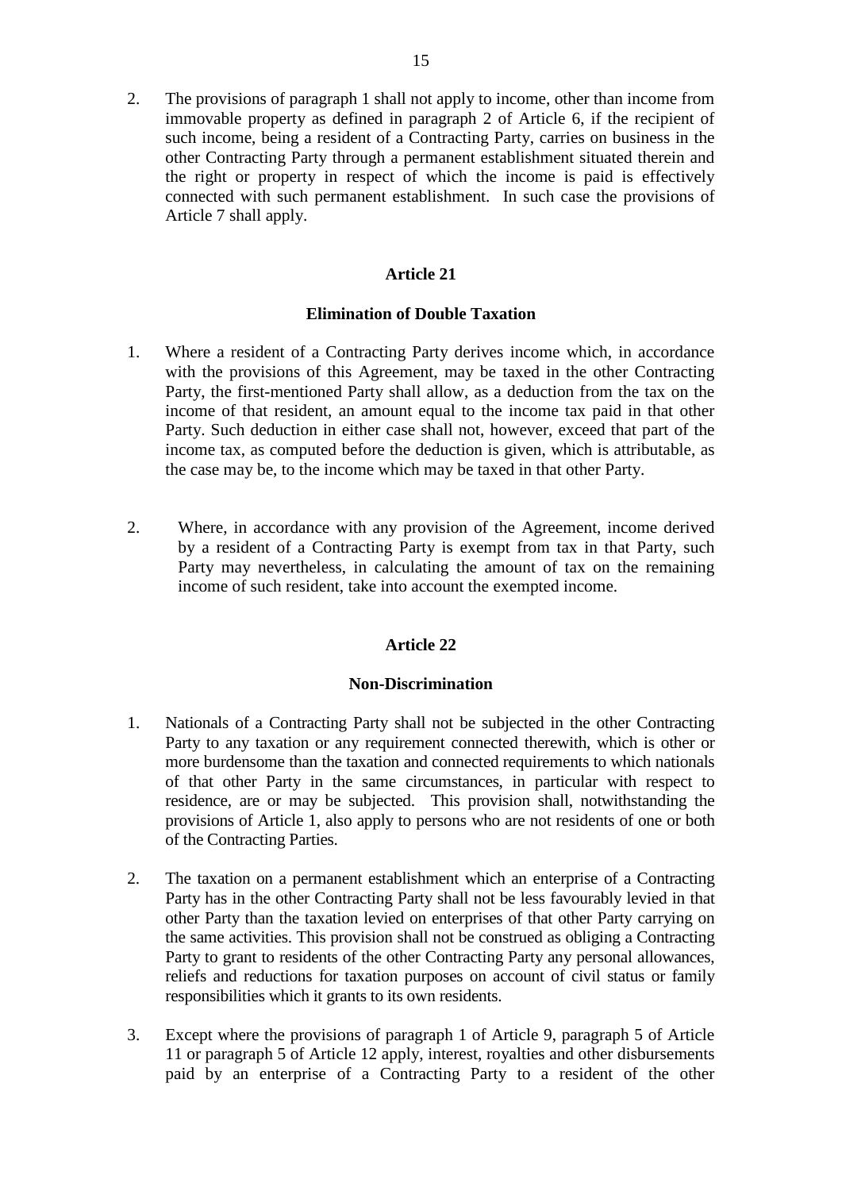2. The provisions of paragraph 1 shall not apply to income, other than income from immovable property as defined in paragraph 2 of Article 6, if the recipient of such income, being a resident of a Contracting Party, carries on business in the other Contracting Party through a permanent establishment situated therein and the right or property in respect of which the income is paid is effectively connected with such permanent establishment. In such case the provisions of Article 7 shall apply.

## Article 21

### Elimination of Double Taxation

1. Where a resident of a Contracting Party derives income which, in accordance with the provisions of this Agreement, may be taxed in the other Contracting Party, the first-mentioned Party shall allow, as a deduction from the tax on the income of that resident, an amount equal to the income tax paid in that other Party. Such deduction in either case shall not, however, exceed that part of the income tax, as computed before the deduction is given, which is attributable, as the case may be, to the income which may be taxed in that other Party.

2. Where, in accordance with any provision of the Agreement, income derived by a resident of a Contracting Party is exempt from tax in that Party, such Party may nevertheless, in calculating the amount of tax on the remaining income of such resident, take into account the exempted income.

## Article 22

### Non-Discrimination

1. Nationals of a Contracting Party shall not be subjected in the other Contracting Party to any taxation or any requirement connected therewith, which is other or more burdensome than the taxation and connected requirements to which nationals of that other Party in the same circumstances, in particular with respect to residence, are or may be subjected. This provision shall, notwithstanding the provisions of Article 1, also apply to persons who are not residents of one or both of the Contracting Parties.

2. The taxation on a permanent establishment which an enterprise of a Contracting Party has in the other Contracting Party shall not be less favourably levied in that other Party than the taxation levied on enterprises of that other Party carrying on the same activities. This provision shall not be construed as obliging a Contracting Party to grant to residents of the other Contracting Party any personal allowances, reliefs and reductions for taxation purposes on account of civil status or family responsibilities which it grants to its own residents.

3. Except where the provisions of paragraph 1 of Article 9, paragraph 5 of Article 11 or paragraph 5 of Article 12 apply, interest, royalties and other disbursements paid by an enterprise of a Contracting Party to a resident of the other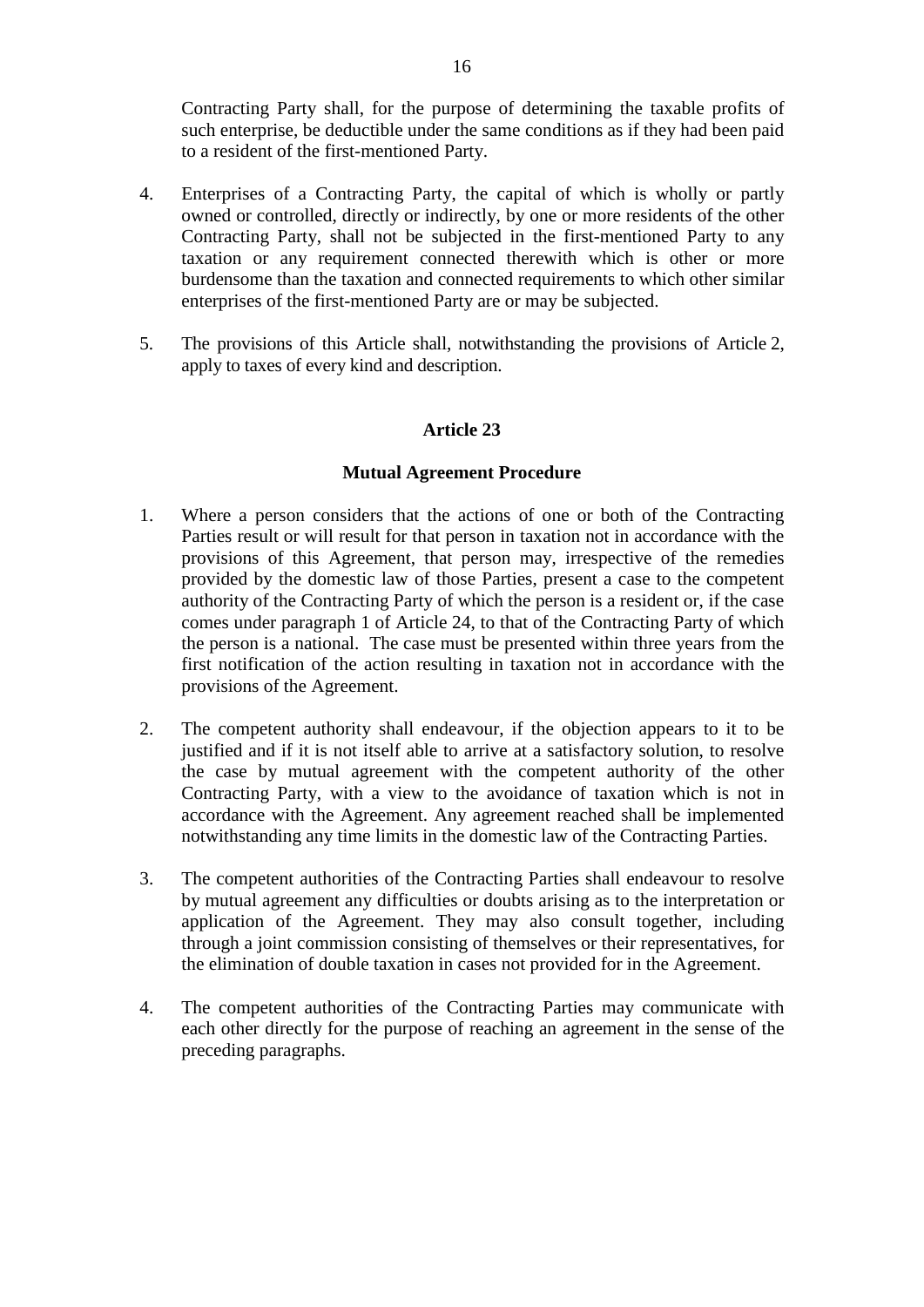Contracting Party shall, for the purpose of determining the taxable profits of such enterprise, be deductible under the same conditions as if they had been paid to a resident of the first-mentioned Party.

4. Enterprises of a Contracting Party, the capital of which is wholly or partly owned or controlled, directly or indirectly, by one or more residents of the other Contracting Party, shall not be subjected in the first-mentioned Party to any taxation or any requirement connected therewith which is other or more burdensome than the taxation and connected requirements to which other similar enterprises of the first-mentioned Party are or may be subjected.

5. The provisions of this Article shall, notwithstanding the provisions of Article 2, apply to taxes of every kind and description.

## Article 23

### Mutual Agreement Procedure

1. Where a person considers that the actions of one or both of the Contracting Parties result or will result for that person in taxation not in accordance with the provisions of this Agreement, that person may, irrespective of the remedies provided by the domestic law of those Parties, present a case to the competent authority of the Contracting Party of which the person is a resident or, if the case comes under paragraph 1 of Article 24, to that of the Contracting Party of which the person is a national. The case must be presented within three years from the first notification of the action resulting in taxation not in accordance with the provisions of the Agreement.

2. The competent authority shall endeavour, if the objection appears to it to be justified and if it is not itself able to arrive at a satisfactory solution, to resolve the case by mutual agreement with the competent authority of the other Contracting Party, with a view to the avoidance of taxation which is not in accordance with the Agreement. Any agreement reached shall be implemented notwithstanding any time limits in the domestic law of the Contracting Parties.

3. The competent authorities of the Contracting Parties shall endeavour to resolve by mutual agreement any difficulties or doubts arising as to the interpretation or application of the Agreement. They may also consult together, including through a joint commission consisting of themselves or their representatives, for the elimination of double taxation in cases not provided for in the Agreement.

4. The competent authorities of the Contracting Parties may communicate with each other directly for the purpose of reaching an agreement in the sense of the preceding paragraphs.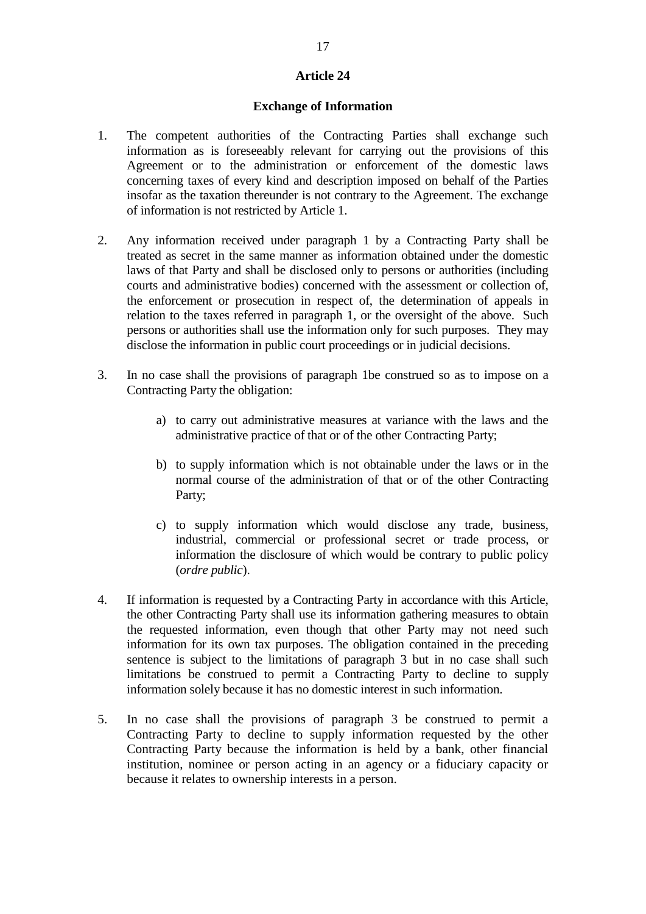## Article 24

### Exchange of Information

1. The competent authorities of the Contracting Parties shall exchange such information as is foreseeably relevant for carrying out the provisions of this Agreement or to the administration or enforcement of the domestic laws concerning taxes of every kind and description imposed on behalf of the Parties insofar as the taxation thereunder is not contrary to the Agreement. The exchange of information is not restricted by Article 1.

2. Any information received under paragraph 1 by a Contracting Party shall be treated as secret in the same manner as information obtained under the domestic laws of that Party and shall be disclosed only to persons or authorities (including courts and administrative bodies) concerned with the assessment or collection of, the enforcement or prosecution in respect of, the determination of appeals in relation to the taxes referred in paragraph 1, or the oversight of the above. Such persons or authorities shall use the information only for such purposes. They may disclose the information in public court proceedings or in judicial decisions.

3. In no case shall the provisions of paragraph 1be construed so as to impose on a Contracting Party the obligation:

   a) to carry out administrative measures at variance with the laws and the administrative practice of that or of the other Contracting Party;

   b) to supply information which is not obtainable under the laws or in the normal course of the administration of that or of the other Contracting Party;

   c) to supply information which would disclose any trade, business, industrial, commercial or professional secret or trade process, or information the disclosure of which would be contrary to public policy (*ordre public*).

4. If information is requested by a Contracting Party in accordance with this Article, the other Contracting Party shall use its information gathering measures to obtain the requested information, even though that other Party may not need such information for its own tax purposes. The obligation contained in the preceding sentence is subject to the limitations of paragraph 3 but in no case shall such limitations be construed to permit a Contracting Party to decline to supply information solely because it has no domestic interest in such information.

5. In no case shall the provisions of paragraph 3 be construed to permit a Contracting Party to decline to supply information requested by the other Contracting Party because the information is held by a bank, other financial institution, nominee or person acting in an agency or a fiduciary capacity or because it relates to ownership interests in a person.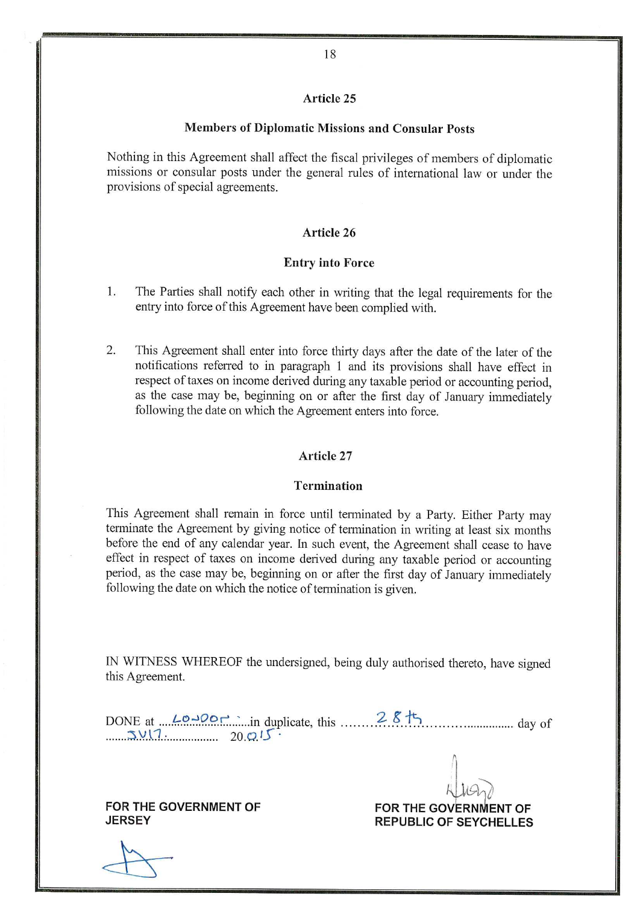## Article 25

### Members of Diplomatic Missions and Consular Posts

Nothing in this Agreement shall affect the fiscal privileges of members of diplomatic missions or consular posts under the general rules of international law or under the provisions of special agreements.

## Article 26

### Entry into Force

1. The Parties shall notify each other in writing that the legal requirements for the entry into force of this Agreement have been complied with.

2. This Agreement shall enter into force thirty days after the date of the later of the notifications referred to in paragraph 1 and its provisions shall have effect in respect of taxes on income derived during any taxable period or accounting period, as the case may be, beginning on or after the first day of January immediately following the date on which the Agreement enters into force.

## Article 27

### Termination

This Agreement shall remain in force until terminated by a Party. Either Party may terminate the Agreement by giving notice of termination in writing at least six months before the end of any calendar year. In such event, the Agreement shall cease to have effect in respect of taxes on income derived during any taxable period or accounting period, as the case may be, beginning on or after the first day of January immediately following the date on which the notice of termination is given.

IN WITNESS WHEREOF the undersigned, being duly authorised thereto, have signed this Agreement.

DONE at London in duplicate, this 28th day of July 2015.

**FOR THE GOVERNMENT OF JERSEY**

**FOR THE GOVERNMENT OF REPUBLIC OF SEYCHELLES**